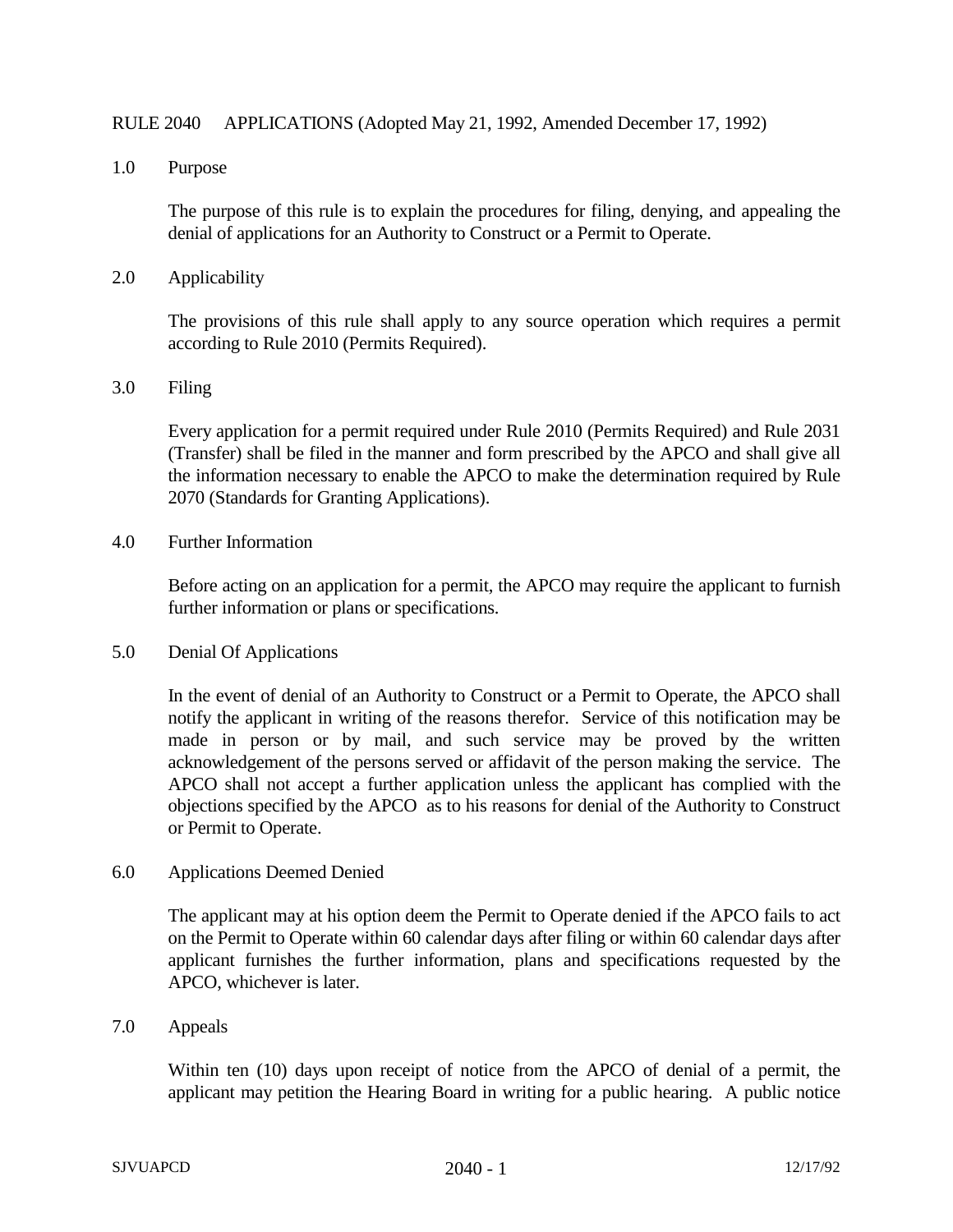# RULE 2040 APPLICATIONS (Adopted May 21, 1992, Amended December 17, 1992)

## 1.0 Purpose

The purpose of this rule is to explain the procedures for filing, denying, and appealing the denial of applications for an Authority to Construct or a Permit to Operate.

## 2.0 Applicability

The provisions of this rule shall apply to any source operation which requires a permit according to Rule 2010 (Permits Required).

## 3.0 Filing

Every application for a permit required under Rule 2010 (Permits Required) and Rule 2031 (Transfer) shall be filed in the manner and form prescribed by the APCO and shall give all the information necessary to enable the APCO to make the determination required by Rule 2070 (Standards for Granting Applications).

## 4.0 Further Information

Before acting on an application for a permit, the APCO may require the applicant to furnish further information or plans or specifications.

## 5.0 Denial Of Applications

In the event of denial of an Authority to Construct or a Permit to Operate, the APCO shall notify the applicant in writing of the reasons therefor. Service of this notification may be made in person or by mail, and such service may be proved by the written acknowledgement of the persons served or affidavit of the person making the service. The APCO shall not accept a further application unless the applicant has complied with the objections specified by the APCO as to his reasons for denial of the Authority to Construct or Permit to Operate.

## 6.0 Applications Deemed Denied

The applicant may at his option deem the Permit to Operate denied if the APCO fails to act on the Permit to Operate within 60 calendar days after filing or within 60 calendar days after applicant furnishes the further information, plans and specifications requested by the APCO, whichever is later.

## 7.0 Appeals

Within ten (10) days upon receipt of notice from the APCO of denial of a permit, the applicant may petition the Hearing Board in writing for a public hearing. A public notice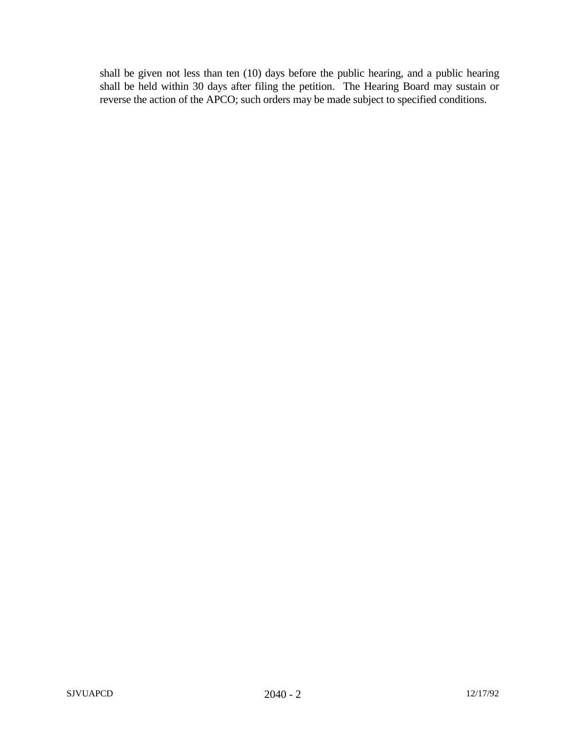shall be given not less than ten (10) days before the public hearing, and a public hearing shall be held within 30 days after filing the petition. The Hearing Board may sustain or reverse the action of the APCO; such orders may be made subject to specified conditions.